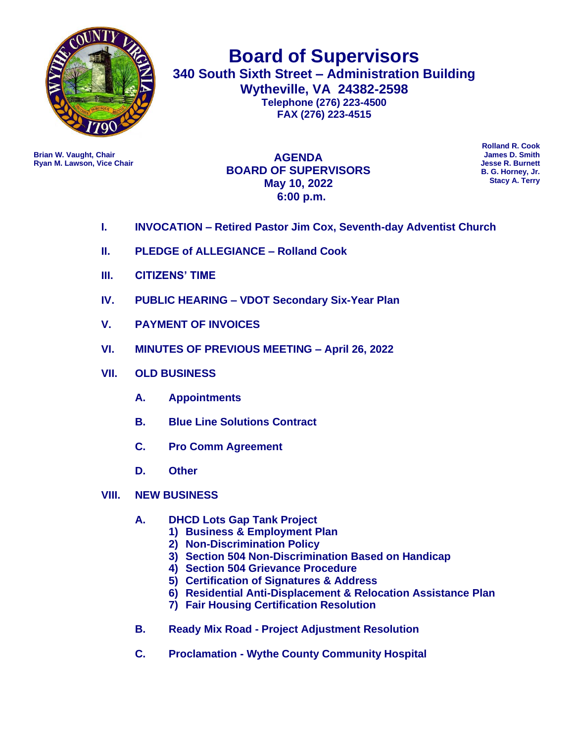# Board of Supervisors

**340 South Sixth Street – Administration Building**
**Wytheville, VA 24382-2598**
**Telephone (276) 223-4500**
**FAX (276) 223-4515**

**Brian W. Vaught, Chair**
**Ryan M. Lawson, Vice Chair**

**Rolland R. Cook**
**James D. Smith**
**Jesse R. Burnett**
**B. G. Horney, Jr.**
**Stacy A. Terry**

## AGENDA
## BOARD OF SUPERVISORS
## May 10, 2022
## 6:00 p.m.

**I. INVOCATION – Retired Pastor Jim Cox, Seventh-day Adventist Church**

**II. PLEDGE of ALLEGIANCE – Rolland Cook**

**III. CITIZENS' TIME**

**IV. PUBLIC HEARING – VDOT Secondary Six-Year Plan**

**V. PAYMENT OF INVOICES**

**VI. MINUTES OF PREVIOUS MEETING – April 26, 2022**

**VII. OLD BUSINESS**

- **A. Appointments**
- **B. Blue Line Solutions Contract**
- **C. Pro Comm Agreement**
- **D. Other**

**VIII. NEW BUSINESS**

- **A. DHCD Lots Gap Tank Project**
  1) **Business & Employment Plan**
  2) **Non-Discrimination Policy**
  3) **Section 504 Non-Discrimination Based on Handicap**
  4) **Section 504 Grievance Procedure**
  5) **Certification of Signatures & Address**
  6) **Residential Anti-Displacement & Relocation Assistance Plan**
  7) **Fair Housing Certification Resolution**
- **B. Ready Mix Road - Project Adjustment Resolution**
- **C. Proclamation - Wythe County Community Hospital**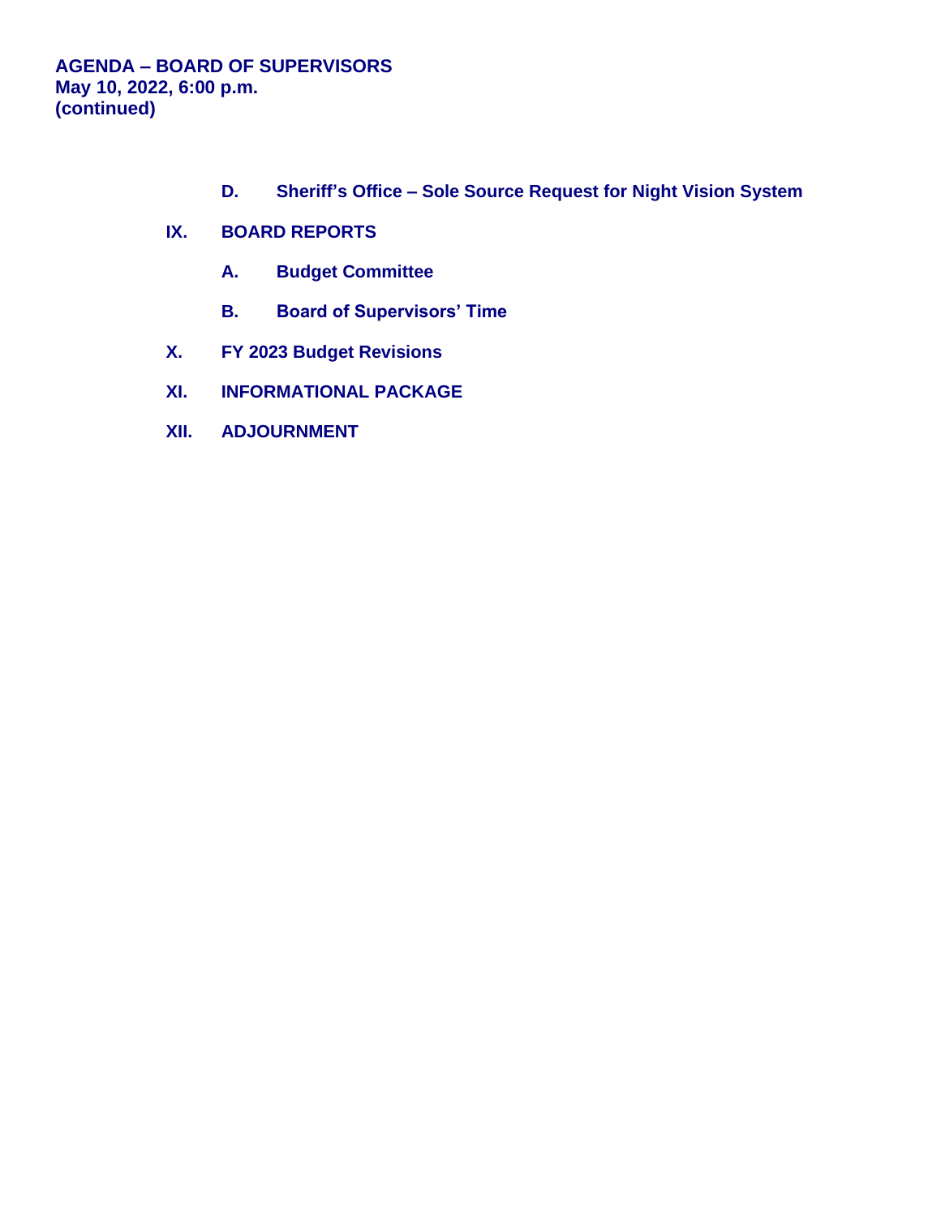**AGENDA – BOARD OF SUPERVISORS**
**May 10, 2022, 6:00 p.m.**
**(continued)**

- **D. Sheriff's Office – Sole Source Request for Night Vision System**

**IX. BOARD REPORTS**

- **A. Budget Committee**
- **B. Board of Supervisors' Time**

**X. FY 2023 Budget Revisions**

**XI. INFORMATIONAL PACKAGE**

**XII. ADJOURNMENT**